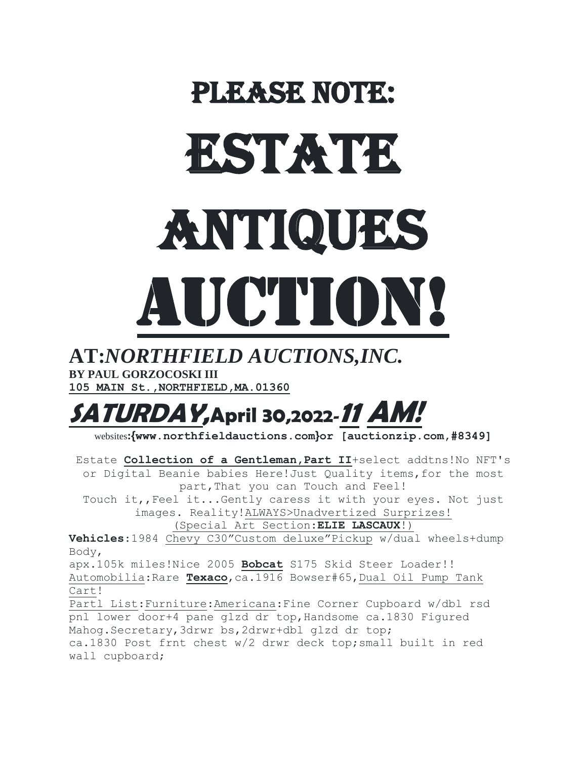# PLEASE NOTE:

# ESTATE

# ANTIQUES

# AUCTION!

## AT:*NORTHFIELD AUCTIONS,INC.*

**BY PAUL GORZOCOSKI III**

**105 MAIN St.,NORTHFIELD,MA.01360**

## SATURDAY,April 30,2022-11 AM!

websites:**{www.northfieldauctions.com}or [auctionzip.com,#8349]**

Estate **Collection of a Gentleman,Part II**+select addtns!No NFT's or Digital Beanie babies Here!Just Quality items,for the most part,That you can Touch and Feel!
Touch it,,Feel it...Gently caress it with your eyes. Not just images. Reality!ALWAYS>Unadvertized Surprizes!
(Special Art Section:**ELIE LASCAUX**!)

**Vehicles**:1984 Chevy C30"Custom deluxe"Pickup w/dual wheels+dump Body,
apx.105k miles!Nice 2005 **Bobcat** S175 Skid Steer Loader!!
Automobilia:Rare **Texaco**,ca.1916 Bowser#65,Dual Oil Pump Tank Cart!
Partl List:Furniture:Americana:Fine Corner Cupboard w/dbl rsd pnl lower door+4 pane glzd dr top,Handsome ca.1830 Figured Mahog.Secretary,3drwr bs,2drwr+dbl glzd dr top;
ca.1830 Post frnt chest w/2 drwr deck top;small built in red wall cupboard;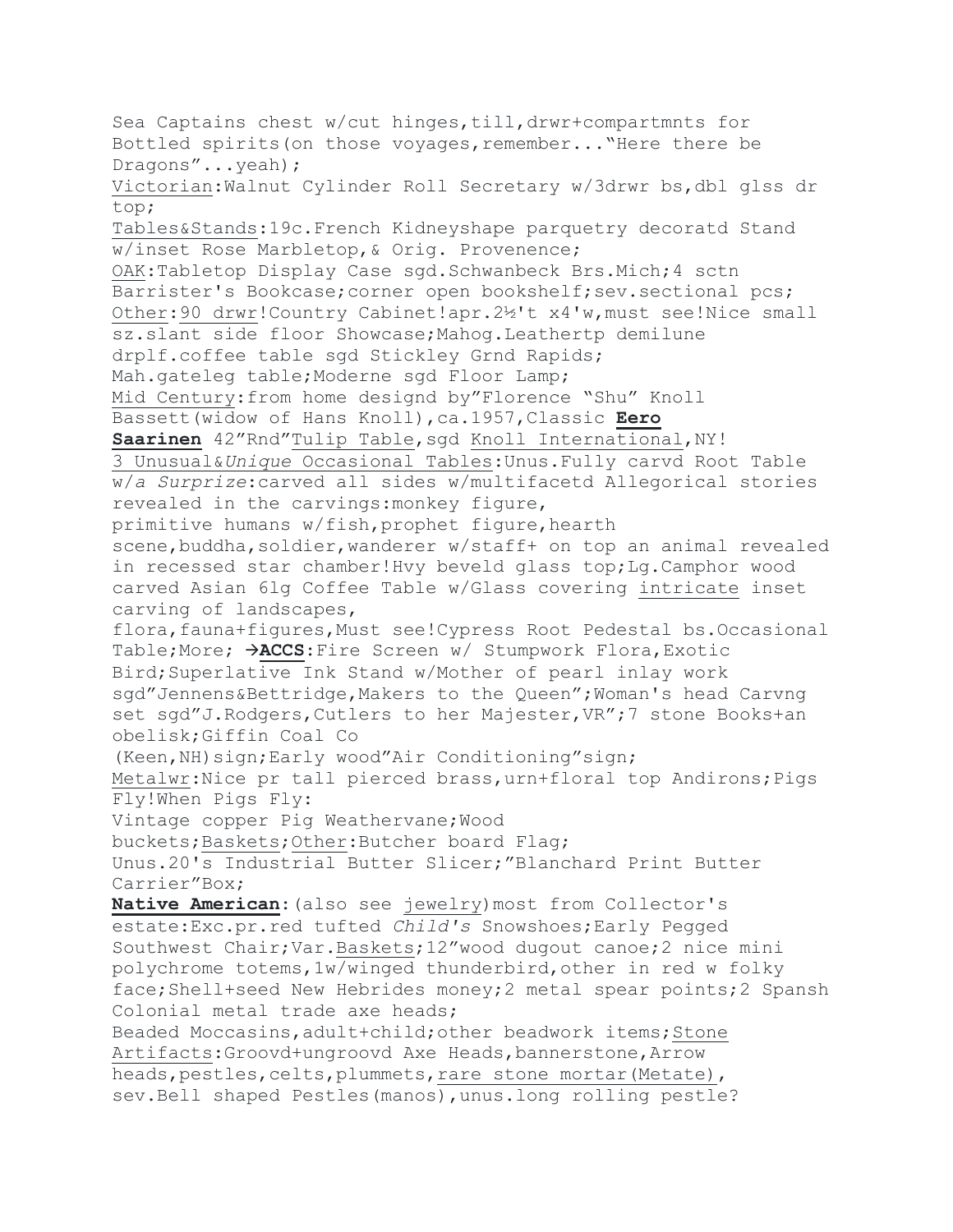Sea Captains chest w/cut hinges,till,drwr+compartmnts for Bottled spirits(on those voyages,remember..."Here there be Dragons"...yeah);

Victorian:Walnut Cylinder Roll Secretary w/3drwr bs,dbl glss dr top;

Tables&Stands:19c.French Kidneyshape parquetry decoratd Stand w/inset Rose Marbletop,& Orig. Provenence;

OAK:Tabletop Display Case sgd.Schwanbeck Brs.Mich;4 sctn Barrister's Bookcase;corner open bookshelf;sev.sectional pcs;

Other:90 drwr!Country Cabinet!apr.2½'t x4'w,must see!Nice small sz.slant side floor Showcase;Mahog.Leathertp demilune drplf.coffee table sgd Stickley Grnd Rapids;

Mah.gateleg table;Moderne sgd Floor Lamp;

Mid Century:from home designd by"Florence "Shu" Knoll Bassett(widow of Hans Knoll),ca.1957,Classic **Eero Saarinen** 42"Rnd"Tulip Table,sgd Knoll International,NY!

3 Unusual&*Unique* Occasional Tables:Unus.Fully carvd Root Table w/*a Surprize*:carved all sides w/multifacetd Allegorical stories revealed in the carvings:monkey figure, primitive humans w/fish,prophet figure,hearth scene,buddha,soldier,wanderer w/staff+ on top an animal revealed in recessed star chamber!Hvy beveld glass top;Lg.Camphor wood carved Asian 6lg Coffee Table w/Glass covering intricate inset carving of landscapes, flora,fauna+figures,Must see!Cypress Root Pedestal bs.Occasional Table;More; →**ACCS**:Fire Screen w/ Stumpwork Flora,Exotic Bird;Superlative Ink Stand w/Mother of pearl inlay work sgd"Jennens&Bettridge,Makers to the Queen";Woman's head Carvng set sgd"J.Rodgers,Cutlers to her Majester,VR";7 stone Books+an obelisk;Giffin Coal Co (Keen,NH)sign;Early wood"Air Conditioning"sign;

Metalwr:Nice pr tall pierced brass,urn+floral top Andirons;Pigs Fly!When Pigs Fly:

Vintage copper Pig Weathervane;Wood buckets;Baskets;Other:Butcher board Flag;

Unus.20's Industrial Butter Slicer;"Blanchard Print Butter Carrier"Box;

**Native American**:(also see jewelry)most from Collector's estate:Exc.pr.red tufted *Child's* Snowshoes;Early Pegged Southwest Chair;Var.Baskets;12"wood dugout canoe;2 nice mini polychrome totems,1w/winged thunderbird,other in red w folky face;Shell+seed New Hebrides money;2 metal spear points;2 Spansh Colonial metal trade axe heads;

Beaded Moccasins,adult+child;other beadwork items;Stone Artifacts:Groovd+ungroovd Axe Heads,bannerstone,Arrow heads,pestles,celts,plummets,rare stone mortar(Metate), sev.Bell shaped Pestles(manos),unus.long rolling pestle?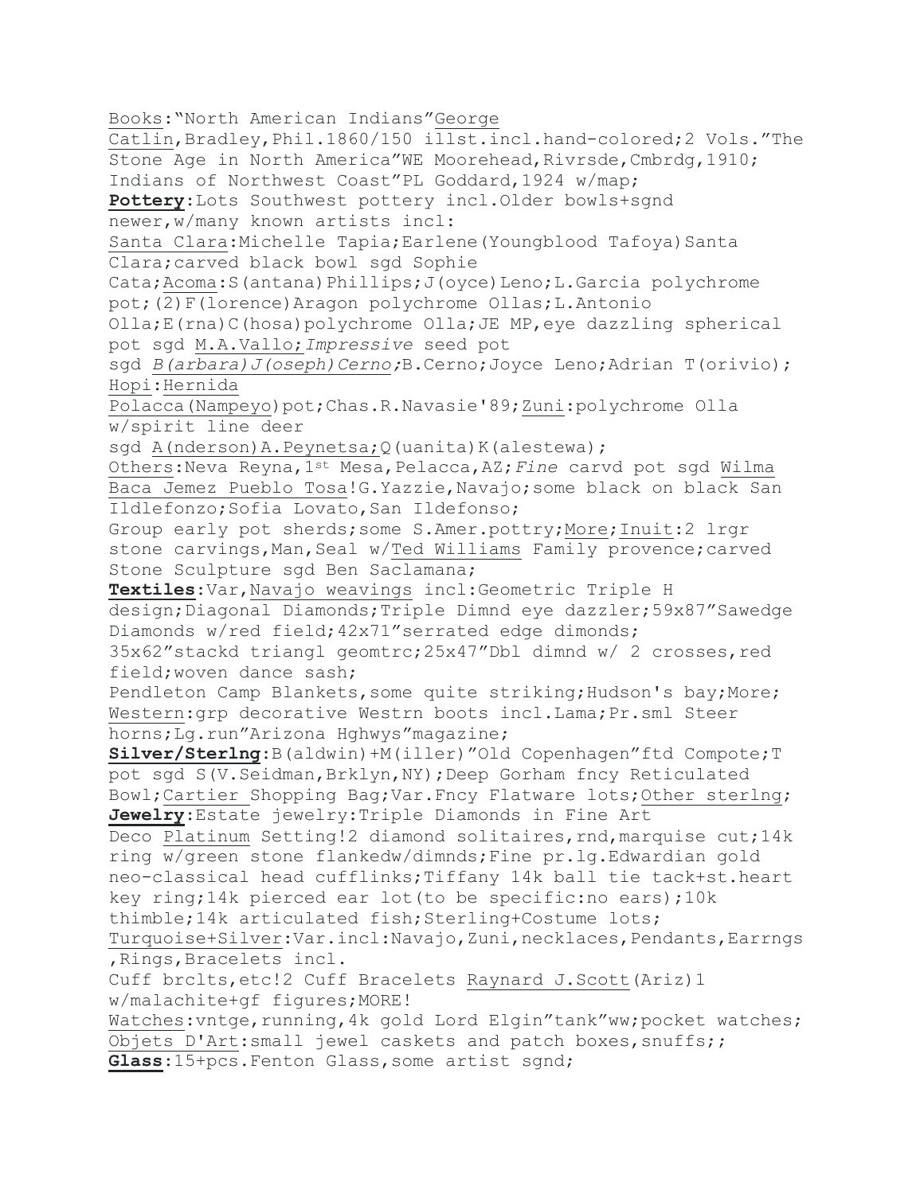Books:"North American Indians"George Catlin,Bradley,Phil.1860/150 illst.incl.hand-colored;2 Vols."The Stone Age in North America"WE Moorehead,Rivrsde,Cmbrdg,1910; Indians of Northwest Coast"PL Goddard,1924 w/map;

**Pottery**:Lots Southwest pottery incl.Older bowls+sgnd newer,w/many known artists incl:
Santa Clara:Michelle Tapia;Earlene(Youngblood Tafoya)Santa Clara;carved black bowl sgd Sophie Cata;Acoma:S(antana)Phillips;J(oyce)Leno;L.Garcia polychrome pot;(2)F(lorence)Aragon polychrome Ollas;L.Antonio Olla;E(rna)C(hosa)polychrome Olla;JE MP,eye dazzling spherical pot sgd M.A.Vallo;*Impressive* seed pot sgd *B(arbara)J(oseph)Cerno;*B.Cerno;Joyce Leno;Adrian T(orivio); Hopi:Hernida Polacca(Nampeyo)pot;Chas.R.Navasie'89;Zuni:polychrome Olla w/spirit line deer sgd A(nderson)A.Peynetsa;Q(uanita)K(alestewa);
Others:Neva Reyna,1st Mesa,Pelacca,AZ;*Fine* carvd pot sgd Wilma Baca Jemez Pueblo Tosa!G.Yazzie,Navajo;some black on black San Ildlefonzo;Sofia Lovato,San Ildefonso;
Group early pot sherds;some S.Amer.pottry;More;Inuit:2 lrgr stone carvings,Man,Seal w/Ted Williams Family provence;carved Stone Sculpture sgd Ben Saclamana;

**Textiles**:Var,Navajo weavings incl:Geometric Triple H design;Diagonal Diamonds;Triple Dimnd eye dazzler;59x87"Sawedge Diamonds w/red field;42x71"serrated edge dimonds; 35x62"stackd triangl geomtrc;25x47"Dbl dimnd w/ 2 crosses,red field;woven dance sash;
Pendleton Camp Blankets,some quite striking;Hudson's bay;More;
Western:grp decorative Westrn boots incl.Lama;Pr.sml Steer horns;Lg.run"Arizona Hghwys"magazine;

**Silver/Sterlng**:B(aldwin)+M(iller)"Old Copenhagen"ftd Compote;T pot sgd S(V.Seidman,Brklyn,NY);Deep Gorham fncy Reticulated Bowl;Cartier Shopping Bag;Var.Fncy Flatware lots;Other sterlng;

**Jewelry**:Estate jewelry:Triple Diamonds in Fine Art Deco Platinum Setting!2 diamond solitaires,rnd,marquise cut;14k ring w/green stone flankedw/dimnds;Fine pr.lg.Edwardian gold neo-classical head cufflinks;Tiffany 14k ball tie tack+st.heart key ring;14k pierced ear lot(to be specific:no ears);10k thimble;14k articulated fish;Sterling+Costume lots;
Turquoise+Silver:Var.incl:Navajo,Zuni,necklaces,Pendants,Earrngs ,Rings,Bracelets incl.
Cuff brclts,etc!2 Cuff Bracelets Raynard J.Scott(Ariz)1 w/malachite+gf figures;MORE!
Watches:vntge,running,4k gold Lord Elgin"tank"ww;pocket watches;
Objets D'Art:small jewel caskets and patch boxes,snuffs;;

**Glass**:15+pcs.Fenton Glass,some artist sgnd;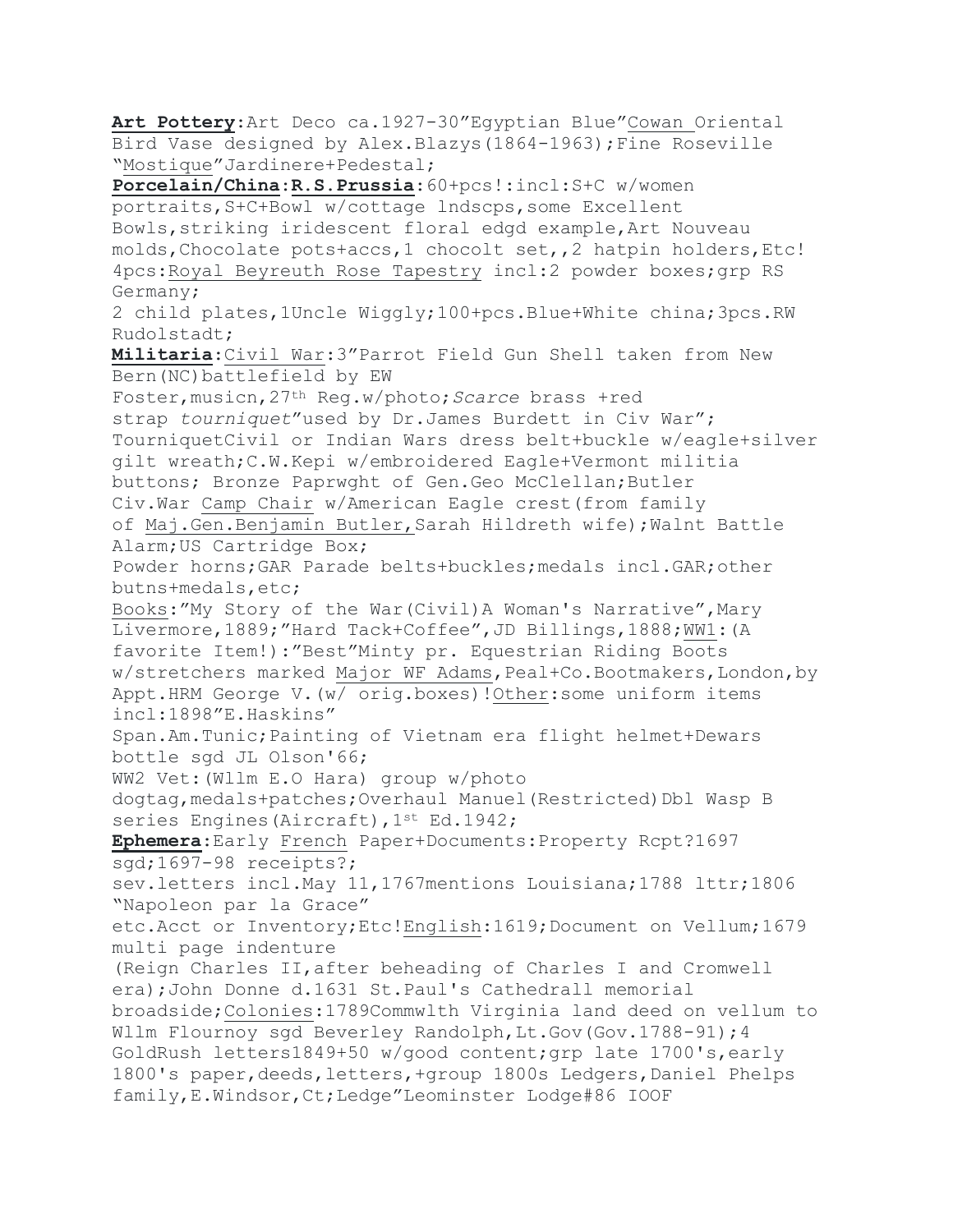**Art Pottery**:Art Deco ca.1927-30"Egyptian Blue"Cowan Oriental Bird Vase designed by Alex.Blazys(1864-1963);Fine Roseville "Mostique"Jardinere+Pedestal;

**Porcelain/China**:**R.S.Prussia**:60+pcs!:incl:S+C w/women portraits,S+C+Bowl w/cottage lndscps,some Excellent Bowls,striking iridescent floral edgd example,Art Nouveau molds,Chocolate pots+accs,1 chocolt set,,2 hatpin holders,Etc! 4pcs:Royal Beyreuth Rose Tapestry incl:2 powder boxes;grp RS Germany;

2 child plates,1Uncle Wiggly;100+pcs.Blue+White china;3pcs.RW Rudolstadt;

**Militaria**:Civil War:3"Parrot Field Gun Shell taken from New Bern(NC)battlefield by EW Foster,musicn,27th Reg.w/photo;*Scarce* brass +red strap *tourniquet*"used by Dr.James Burdett in Civ War"; TourniquetCivil or Indian Wars dress belt+buckle w/eagle+silver gilt wreath;C.W.Kepi w/embroidered Eagle+Vermont militia buttons; Bronze Paprwght of Gen.Geo McClellan;Butler Civ.War Camp Chair w/American Eagle crest(from family of Maj.Gen.Benjamin Butler,Sarah Hildreth wife);Walnt Battle Alarm;US Cartridge Box;

Powder horns;GAR Parade belts+buckles;medals incl.GAR;other butns+medals,etc;

Books:"My Story of the War(Civil)A Woman's Narrative",Mary Livermore,1889;"Hard Tack+Coffee",JD Billings,1888;WW1:(A favorite Item!):"Best"Minty pr. Equestrian Riding Boots w/stretchers marked Major WF Adams,Peal+Co.Bootmakers,London,by Appt.HRM George V.(w/ orig.boxes)!Other:some uniform items incl:1898"E.Haskins" Span.Am.Tunic;Painting of Vietnam era flight helmet+Dewars bottle sgd JL Olson'66;

WW2 Vet:(Wllm E.O Hara) group w/photo dogtag,medals+patches;Overhaul Manuel(Restricted)Dbl Wasp B series Engines(Aircraft),1st Ed.1942;

**Ephemera**:Early French Paper+Documents:Property Rcpt?1697 sgd;1697-98 receipts?;

sev.letters incl.May 11,1767mentions Louisiana;1788 lttr;1806 "Napoleon par la Grace" etc.Acct or Inventory;Etc!English:1619;Document on Vellum;1679 multi page indenture

(Reign Charles II,after beheading of Charles I and Cromwell era);John Donne d.1631 St.Paul's Cathedrall memorial broadside;Colonies:1789Commwlth Virginia land deed on vellum to Wllm Flournoy sgd Beverley Randolph,Lt.Gov(Gov.1788-91);4 GoldRush letters1849+50 w/good content;grp late 1700's,early 1800's paper,deeds,letters,+group 1800s Ledgers,Daniel Phelps family,E.Windsor,Ct;Ledge"Leominster Lodge#86 IOOF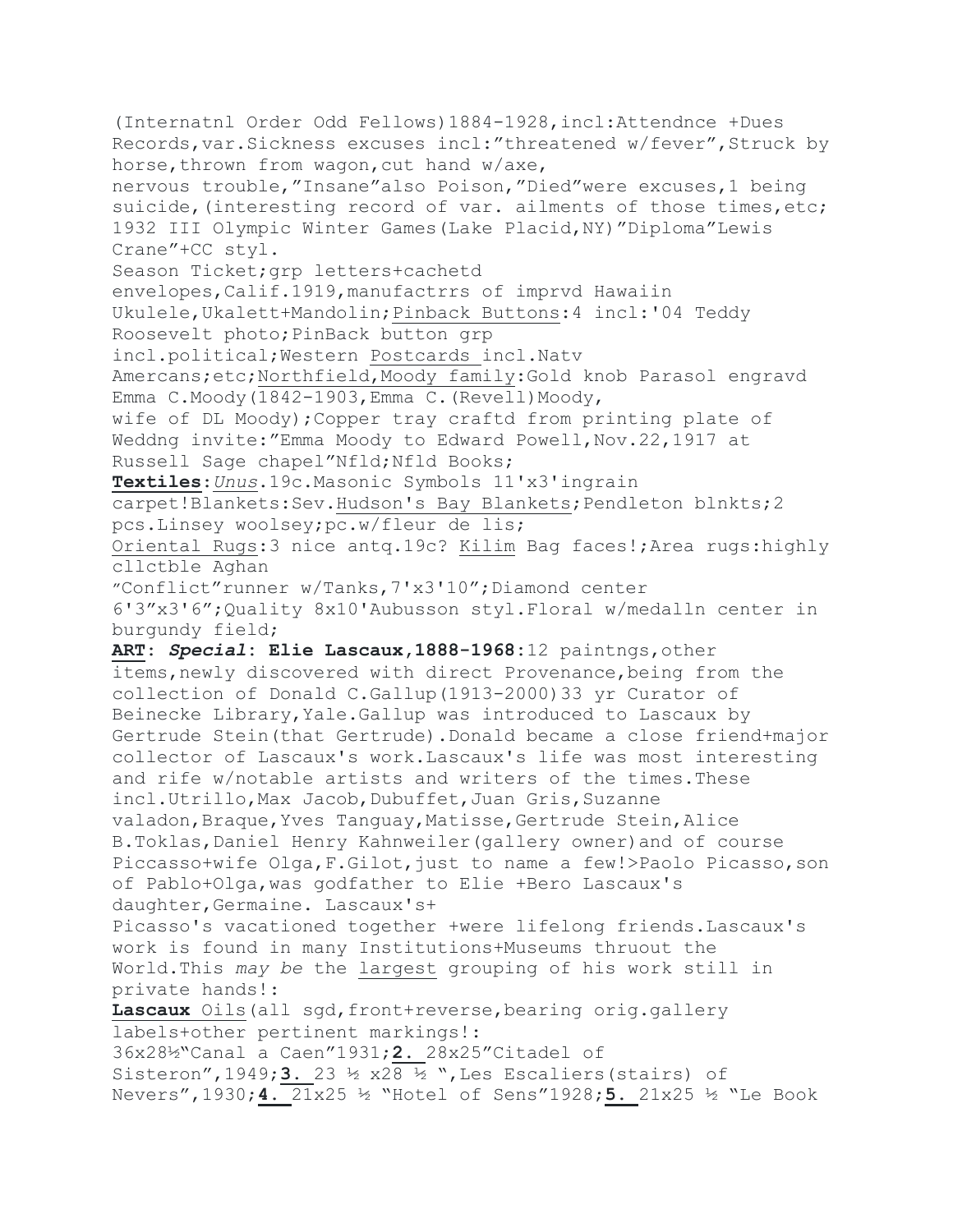(Internatnl Order Odd Fellows)1884-1928,incl:Attendnce +Dues Records,var.Sickness excuses incl:"threatened w/fever",Struck by horse,thrown from wagon,cut hand w/axe, nervous trouble,"Insane"also Poison,"Died"were excuses,1 being suicide,(interesting record of var. ailments of those times,etc; 1932 III Olympic Winter Games(Lake Placid,NY)"Diploma"Lewis Crane"+CC styl.
Season Ticket;grp letters+cachetd envelopes,Calif.1919,manufactrrs of imprvd Hawaiin Ukulele,Ukalett+Mandolin;<u>Pinback Buttons</u>:4 incl:'04 Teddy Roosevelt photo;PinBack button grp incl.political;Western <u>Postcards</u> incl.Natv Amercans;etc;<u>Northfield,Moody family</u>:Gold knob Parasol engravd Emma C.Moody(1842-1903,Emma C.(Revell)Moody, wife of DL Moody);Copper tray craftd from printing plate of Weddng invite:"Emma Moody to Edward Powell,Nov.22,1917 at Russell Sage chapel"Nfld;Nfld Books;
**<u>Textiles</u>**:*<u>Unus</u>*.19c.Masonic Symbols 11'x3'ingrain carpet!Blankets:Sev.<u>Hudson's Bay Blankets</u>;Pendleton blnkts;2 pcs.Linsey woolsey;pc.w/fleur de lis;
<u>Oriental Rugs</u>:3 nice antq.19c? <u>Kilim</u> Bag faces!;Area rugs:highly cllctble Aghan "Conflict"runner w/Tanks,7'x3'10";Diamond center 6'3"x3'6";Quality 8x10'Aubusson styl.Floral w/medalln center in burgundy field;
**<u>ART</u>: *Special*: Elie Lascaux,1888-1968**:12 paintngs,other items,newly discovered with direct Provenance,being from the collection of Donald C.Gallup(1913-2000)33 yr Curator of Beinecke Library,Yale.Gallup was introduced to Lascaux by Gertrude Stein(that Gertrude).Donald became a close friend+major collector of Lascaux's work.Lascaux's life was most interesting and rife w/notable artists and writers of the times.These incl.Utrillo,Max Jacob,Dubuffet,Juan Gris,Suzanne valadon,Braque,Yves Tanguay,Matisse,Gertrude Stein,Alice B.Toklas,Daniel Henry Kahnweiler(gallery owner)and of course Piccasso+wife Olga,F.Gilot,just to name a few!>Paolo Picasso,son of Pablo+Olga,was godfather to Elie +Bero Lascaux's daughter,Germaine. Lascaux's+ Picasso's vacationed together +were lifelong friends.Lascaux's work is found in many Institutions+Museums thruout the World.This *may be* the <u>largest</u> grouping of his work still in private hands!:
**<u>Lascaux</u>** <u>Oils</u>(all sgd,front+reverse,bearing orig.gallery labels+other pertinent markings!:
36x28½"Canal a Caen"1931;**<u>2.</u>** 28x25"Citadel of Sisteron",1949;**<u>3.</u>** 23 ½ x28 ½ ",Les Escaliers(stairs) of Nevers",1930;**<u>4.</u>** 21x25 ½ "Hotel of Sens"1928;**<u>5.</u>** 21x25 ½ "Le Book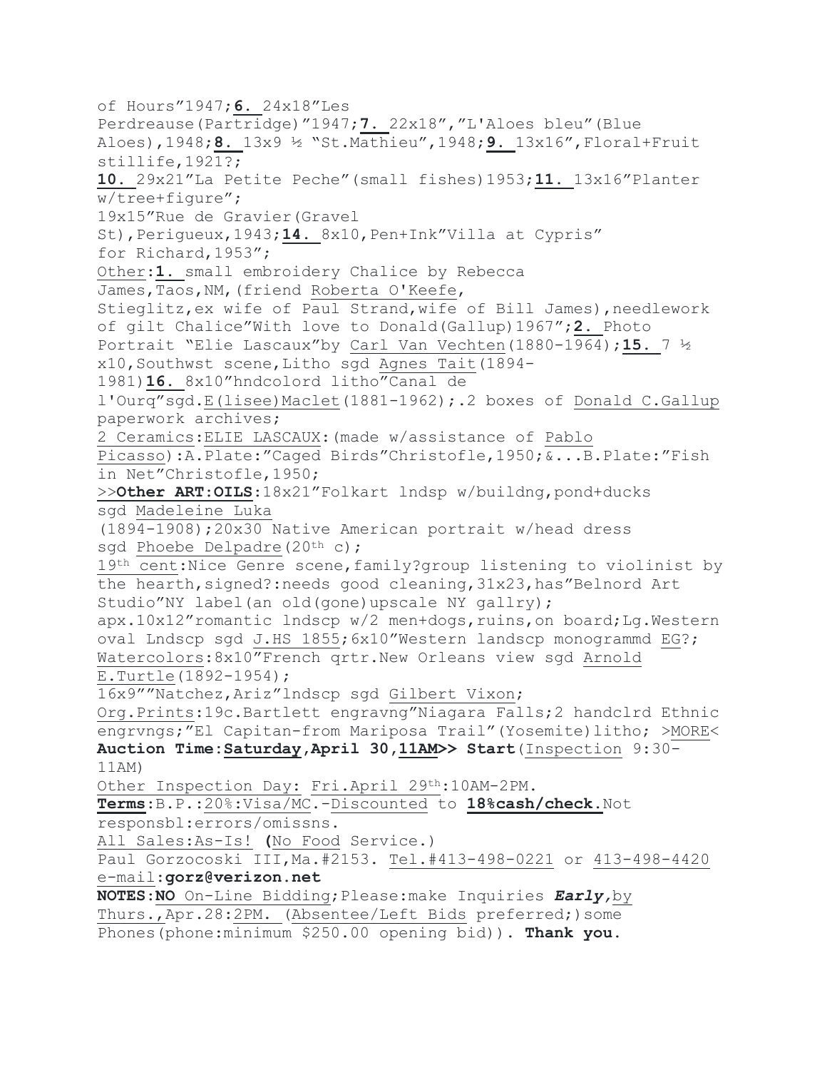of Hours"1947;**6.** 24x18"Les Perdreause(Partridge)"1947;**7.** 22x18","L'Aloes bleu"(Blue Aloes),1948;**8.** 13x9 ½ "St.Mathieu",1948;**9.** 13x16",Floral+Fruit stillife,1921?;
**10.** 29x21"La Petite Peche"(small fishes)1953;**11.** 13x16"Planter w/tree+figure";
19x15"Rue de Gravier(Gravel St),Perigueux,1943;**14.** 8x10,Pen+Ink"Villa at Cypris" for Richard,1953";
Other:**1.** small embroidery Chalice by Rebecca James,Taos,NM,(friend Roberta O'Keefe, Stieglitz,ex wife of Paul Strand,wife of Bill James),needlework of gilt Chalice"With love to Donald(Gallup)1967";**2.** Photo Portrait "Elie Lascaux"by Carl Van Vechten(1880-1964);**15.** 7 ½ x10,Southwst scene,Litho sgd Agnes Tait(1894-1981)**16.** 8x10"hndcolord litho"Canal de l'Ourq"sgd.E(lisee)Maclet(1881-1962);.2 boxes of Donald C.Gallup paperwork archives;
2 Ceramics:ELIE LASCAUX:(made w/assistance of Pablo Picasso):A.Plate:"Caged Birds"Christofle,1950;&...B.Plate:"Fish in Net"Christofle,1950;
>>**Other ART:OILS**:18x21"Folkart lndsp w/buildng,pond+ducks sgd Madeleine Luka (1894-1908);20x30 Native American portrait w/head dress sgd Phoebe Delpadre(20th c);
19th cent:Nice Genre scene,family?group listening to violinist by the hearth,signed?:needs good cleaning,31x23,has"Belnord Art Studio"NY label(an old(gone)upscale NY gallry);
apx.10x12"romantic lndscp w/2 men+dogs,ruins,on board;Lg.Western oval Lndscp sgd J.HS 1855;6x10"Western landscp monogrammd EG?;
Watercolors:8x10"French qrtr.New Orleans view sgd Arnold E.Turtle(1892-1954);
16x9""Natchez,Ariz"lndscp sgd Gilbert Vixon;
Org.Prints:19c.Bartlett engravng"Niagara Falls;2 handclrd Ethnic engrvngs;"El Capitan-from Mariposa Trail"(Yosemite)litho; >MORE<
**Auction Time:Saturday,April 30,11AM>> Start**(Inspection 9:30-11AM)
Other Inspection Day: Fri.April 29th:10AM-2PM.
**Terms**:B.P.:20%:Visa/MC.-Discounted to **18%cash/check.**Not responsbl:errors/omissns.
All Sales:As-Is! **(**No Food Service.)
Paul Gorzocoski III,Ma.#2153. Tel.#413-498-0221 or 413-498-4420
e-mail:**gorz@verizon.net**
**NOTES:NO** On-Line Bidding;Please:make Inquiries ***Early***,by Thurs.,Apr.28:2PM. (Absentee/Left Bids preferred;)some Phones(phone:minimum $250.00 opening bid)). **Thank you.**